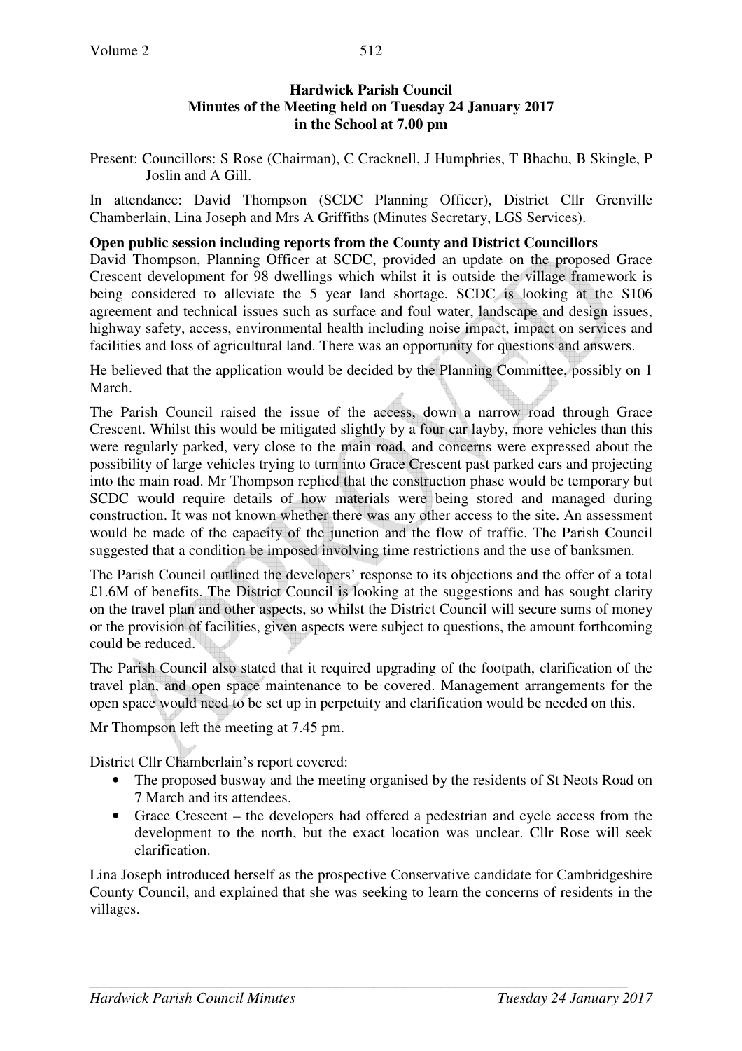# Hardwick Parish Council
## Minutes of the Meeting held on Tuesday 24 January 2017
## in the School at 7.00 pm

Present: Councillors: S Rose (Chairman), C Cracknell, J Humphries, T Bhachu, B Skingle, P Joslin and A Gill.

In attendance: David Thompson (SCDC Planning Officer), District Cllr Grenville Chamberlain, Lina Joseph and Mrs A Griffiths (Minutes Secretary, LGS Services).

**Open public session including reports from the County and District Councillors**

David Thompson, Planning Officer at SCDC, provided an update on the proposed Grace Crescent development for 98 dwellings which whilst it is outside the village framework is being considered to alleviate the 5 year land shortage. SCDC is looking at the S106 agreement and technical issues such as surface and foul water, landscape and design issues, highway safety, access, environmental health including noise impact, impact on services and facilities and loss of agricultural land. There was an opportunity for questions and answers.

He believed that the application would be decided by the Planning Committee, possibly on 1 March.

The Parish Council raised the issue of the access, down a narrow road through Grace Crescent. Whilst this would be mitigated slightly by a four car layby, more vehicles than this were regularly parked, very close to the main road, and concerns were expressed about the possibility of large vehicles trying to turn into Grace Crescent past parked cars and projecting into the main road. Mr Thompson replied that the construction phase would be temporary but SCDC would require details of how materials were being stored and managed during construction. It was not known whether there was any other access to the site. An assessment would be made of the capacity of the junction and the flow of traffic. The Parish Council suggested that a condition be imposed involving time restrictions and the use of banksmen.

The Parish Council outlined the developers' response to its objections and the offer of a total £1.6M of benefits. The District Council is looking at the suggestions and has sought clarity on the travel plan and other aspects, so whilst the District Council will secure sums of money or the provision of facilities, given aspects were subject to questions, the amount forthcoming could be reduced.

The Parish Council also stated that it required upgrading of the footpath, clarification of the travel plan, and open space maintenance to be covered. Management arrangements for the open space would need to be set up in perpetuity and clarification would be needed on this.

Mr Thompson left the meeting at 7.45 pm.

District Cllr Chamberlain's report covered:

- The proposed busway and the meeting organised by the residents of St Neots Road on 7 March and its attendees.
- Grace Crescent – the developers had offered a pedestrian and cycle access from the development to the north, but the exact location was unclear. Cllr Rose will seek clarification.

Lina Joseph introduced herself as the prospective Conservative candidate for Cambridgeshire County Council, and explained that she was seeking to learn the concerns of residents in the villages.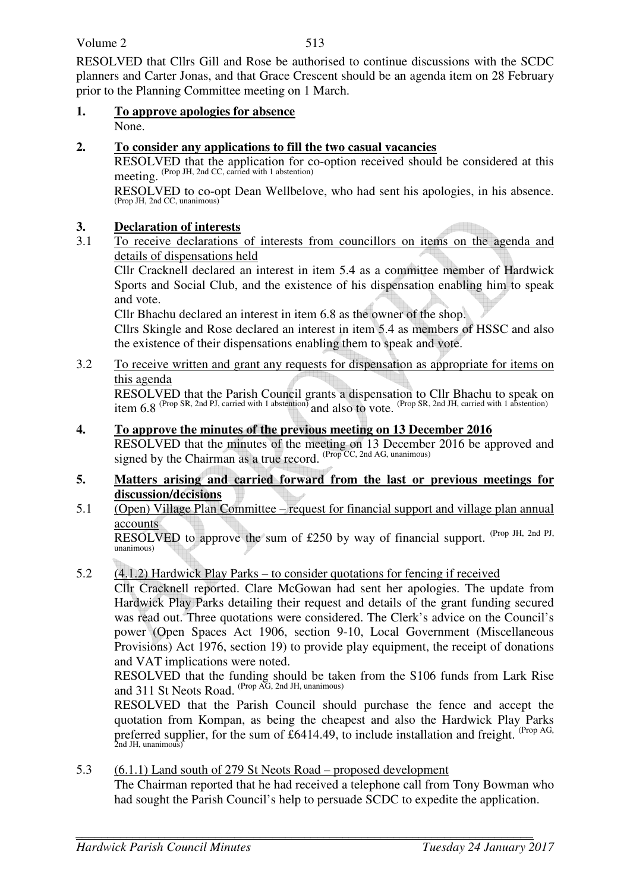RESOLVED that Cllrs Gill and Rose be authorised to continue discussions with the SCDC planners and Carter Jonas, and that Grace Crescent should be an agenda item on 28 February prior to the Planning Committee meeting on 1 March.

**1. <u>To approve apologies for absence</u>**

None.

**2. <u>To consider any applications to fill the two casual vacancies</u>**

RESOLVED that the application for co-option received should be considered at this meeting. (Prop JH, 2nd CC, carried with 1 abstention)

RESOLVED to co-opt Dean Wellbelove, who had sent his apologies, in his absence. (Prop JH, 2nd CC, unanimous)

**3. <u>Declaration of interests</u>**

3.1 <u>To receive declarations of interests from councillors on items on the agenda and details of dispensations held</u>

Cllr Cracknell declared an interest in item 5.4 as a committee member of Hardwick Sports and Social Club, and the existence of his dispensation enabling him to speak and vote.

Cllr Bhachu declared an interest in item 6.8 as the owner of the shop.

Cllrs Skingle and Rose declared an interest in item 5.4 as members of HSSC and also the existence of their dispensations enabling them to speak and vote.

3.2 <u>To receive written and grant any requests for dispensation as appropriate for items on this agenda</u>

RESOLVED that the Parish Council grants a dispensation to Cllr Bhachu to speak on item 6.8 (Prop SR, 2nd PJ, carried with 1 abstention) and also to vote. (Prop SR, 2nd JH, carried with 1 abstention)

**4. <u>To approve the minutes of the previous meeting on 13 December 2016</u>**

RESOLVED that the minutes of the meeting on 13 December 2016 be approved and signed by the Chairman as a true record. (Prop CC, 2nd AG, unanimous)

**5. <u>Matters arising and carried forward from the last or previous meetings for discussion/decisions</u>**

5.1 <u>(Open) Village Plan Committee – request for financial support and village plan annual accounts</u>

RESOLVED to approve the sum of £250 by way of financial support. (Prop JH, 2nd PJ, unanimous)

5.2 <u>(4.1.2) Hardwick Play Parks – to consider quotations for fencing if received</u>

Cllr Cracknell reported. Clare McGowan had sent her apologies. The update from Hardwick Play Parks detailing their request and details of the grant funding secured was read out. Three quotations were considered. The Clerk's advice on the Council's power (Open Spaces Act 1906, section 9-10, Local Government (Miscellaneous Provisions) Act 1976, section 19) to provide play equipment, the receipt of donations and VAT implications were noted.

RESOLVED that the funding should be taken from the S106 funds from Lark Rise and 311 St Neots Road. (Prop AG, 2nd JH, unanimous)

RESOLVED that the Parish Council should purchase the fence and accept the quotation from Kompan, as being the cheapest and also the Hardwick Play Parks preferred supplier, for the sum of £6414.49, to include installation and freight. (Prop AG, 2nd JH, unanimous)

5.3 <u>(6.1.1) Land south of 279 St Neots Road – proposed development</u>

The Chairman reported that he had received a telephone call from Tony Bowman who had sought the Parish Council's help to persuade SCDC to expedite the application.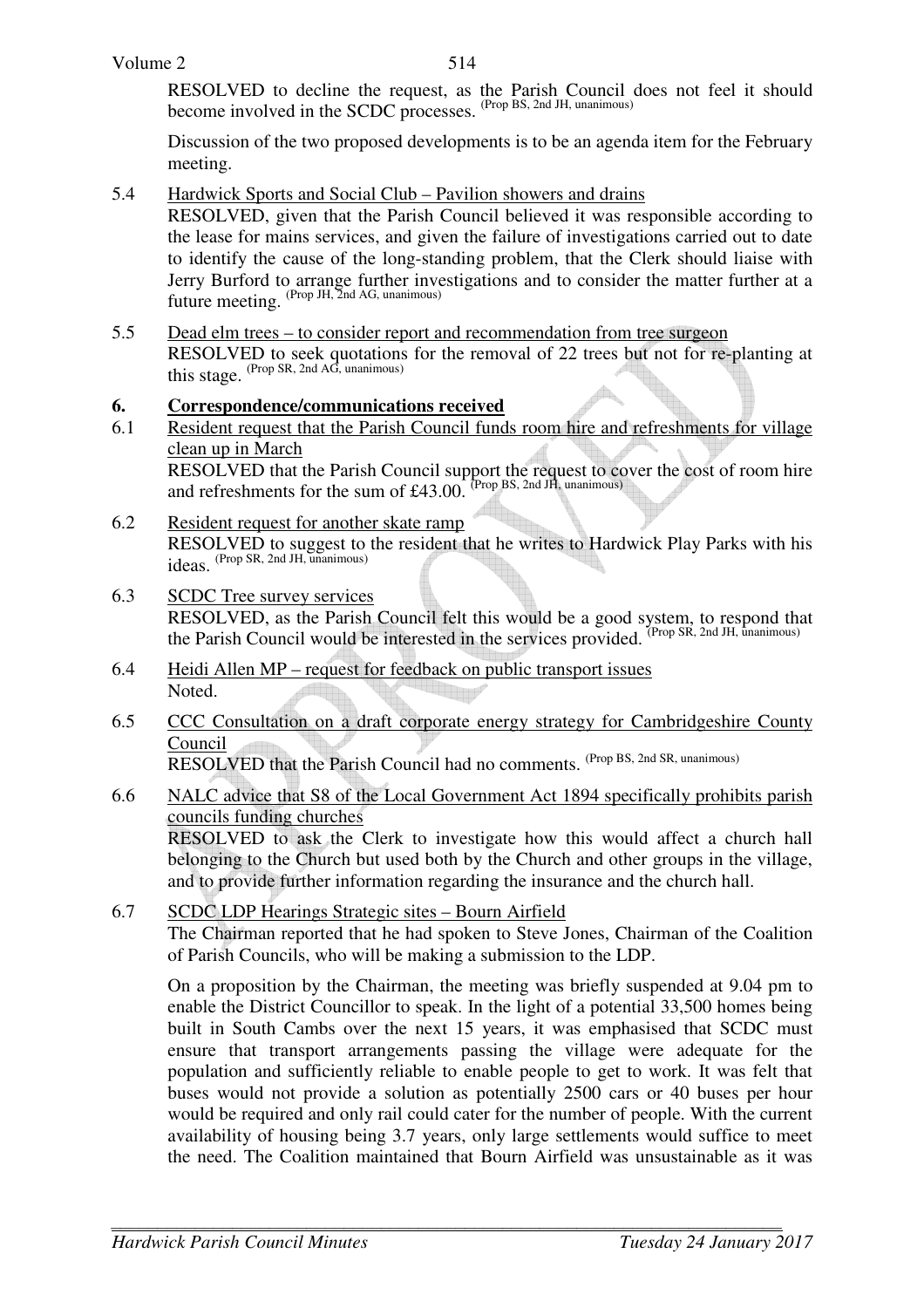RESOLVED to decline the request, as the Parish Council does not feel it should become involved in the SCDC processes. (Prop BS, 2nd JH, unanimous)

Discussion of the two proposed developments is to be an agenda item for the February meeting.

5.4 Hardwick Sports and Social Club – Pavilion showers and drains

RESOLVED, given that the Parish Council believed it was responsible according to the lease for mains services, and given the failure of investigations carried out to date to identify the cause of the long-standing problem, that the Clerk should liaise with Jerry Burford to arrange further investigations and to consider the matter further at a future meeting. (Prop JH, 2nd AG, unanimous)

5.5 Dead elm trees – to consider report and recommendation from tree surgeon

RESOLVED to seek quotations for the removal of 22 trees but not for re-planting at this stage. (Prop SR, 2nd AG, unanimous)

## 6. Correspondence/communications received

6.1 Resident request that the Parish Council funds room hire and refreshments for village clean up in March

RESOLVED that the Parish Council support the request to cover the cost of room hire and refreshments for the sum of £43.00. (Prop BS, 2nd JH, unanimous)

6.2 Resident request for another skate ramp

RESOLVED to suggest to the resident that he writes to Hardwick Play Parks with his ideas. (Prop SR, 2nd JH, unanimous)

6.3 SCDC Tree survey services

RESOLVED, as the Parish Council felt this would be a good system, to respond that the Parish Council would be interested in the services provided. (Prop SR, 2nd JH, unanimous)

6.4 Heidi Allen MP – request for feedback on public transport issues

Noted.

6.5 CCC Consultation on a draft corporate energy strategy for Cambridgeshire County Council

RESOLVED that the Parish Council had no comments. (Prop BS, 2nd SR, unanimous)

6.6 NALC advice that S8 of the Local Government Act 1894 specifically prohibits parish councils funding churches

RESOLVED to ask the Clerk to investigate how this would affect a church hall belonging to the Church but used both by the Church and other groups in the village, and to provide further information regarding the insurance and the church hall.

6.7 SCDC LDP Hearings Strategic sites – Bourn Airfield

The Chairman reported that he had spoken to Steve Jones, Chairman of the Coalition of Parish Councils, who will be making a submission to the LDP.

On a proposition by the Chairman, the meeting was briefly suspended at 9.04 pm to enable the District Councillor to speak. In the light of a potential 33,500 homes being built in South Cambs over the next 15 years, it was emphasised that SCDC must ensure that transport arrangements passing the village were adequate for the population and sufficiently reliable to enable people to get to work. It was felt that buses would not provide a solution as potentially 2500 cars or 40 buses per hour would be required and only rail could cater for the number of people. With the current availability of housing being 3.7 years, only large settlements would suffice to meet the need. The Coalition maintained that Bourn Airfield was unsustainable as it was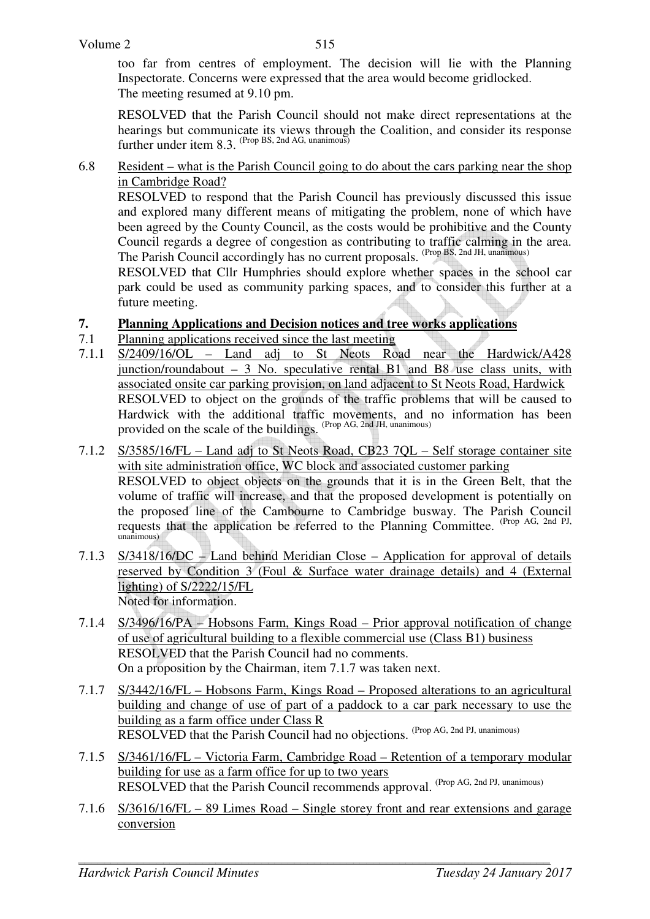too far from centres of employment. The decision will lie with the Planning Inspectorate. Concerns were expressed that the area would become gridlocked.
The meeting resumed at 9.10 pm.

RESOLVED that the Parish Council should not make direct representations at the hearings but communicate its views through the Coalition, and consider its response further under item 8.3. (Prop BS, 2nd AG, unanimous)

6.8 Resident – what is the Parish Council going to do about the cars parking near the shop in Cambridge Road?
RESOLVED to respond that the Parish Council has previously discussed this issue and explored many different means of mitigating the problem, none of which have been agreed by the County Council, as the costs would be prohibitive and the County Council regards a degree of congestion as contributing to traffic calming in the area. The Parish Council accordingly has no current proposals. (Prop BS, 2nd JH, unanimous)
RESOLVED that Cllr Humphries should explore whether spaces in the school car park could be used as community parking spaces, and to consider this further at a future meeting.

## 7. Planning Applications and Decision notices and tree works applications

7.1 Planning applications received since the last meeting

7.1.1 S/2409/16/OL – Land adj to St Neots Road near the Hardwick/A428 junction/roundabout – 3 No. speculative rental B1 and B8 use class units, with associated onsite car parking provision, on land adjacent to St Neots Road, Hardwick
RESOLVED to object on the grounds of the traffic problems that will be caused to Hardwick with the additional traffic movements, and no information has been provided on the scale of the buildings. (Prop AG, 2nd JH, unanimous)

7.1.2 S/3585/16/FL – Land adj to St Neots Road, CB23 7QL – Self storage container site with site administration office, WC block and associated customer parking
RESOLVED to object objects on the grounds that it is in the Green Belt, that the volume of traffic will increase, and that the proposed development is potentially on the proposed line of the Cambourne to Cambridge busway. The Parish Council requests that the application be referred to the Planning Committee. (Prop AG, 2nd PJ, unanimous)

7.1.3 S/3418/16/DC – Land behind Meridian Close – Application for approval of details reserved by Condition 3 (Foul & Surface water drainage details) and 4 (External lighting) of S/2222/15/FL
Noted for information.

7.1.4 S/3496/16/PA – Hobsons Farm, Kings Road – Prior approval notification of change of use of agricultural building to a flexible commercial use (Class B1) business
RESOLVED that the Parish Council had no comments.
On a proposition by the Chairman, item 7.1.7 was taken next.

7.1.7 S/3442/16/FL – Hobsons Farm, Kings Road – Proposed alterations to an agricultural building and change of use of part of a paddock to a car park necessary to use the building as a farm office under Class R
RESOLVED that the Parish Council had no objections. (Prop AG, 2nd PJ, unanimous)

7.1.5 S/3461/16/FL – Victoria Farm, Cambridge Road – Retention of a temporary modular building for use as a farm office for up to two years
RESOLVED that the Parish Council recommends approval. (Prop AG, 2nd PJ, unanimous)

7.1.6 S/3616/16/FL – 89 Limes Road – Single storey front and rear extensions and garage conversion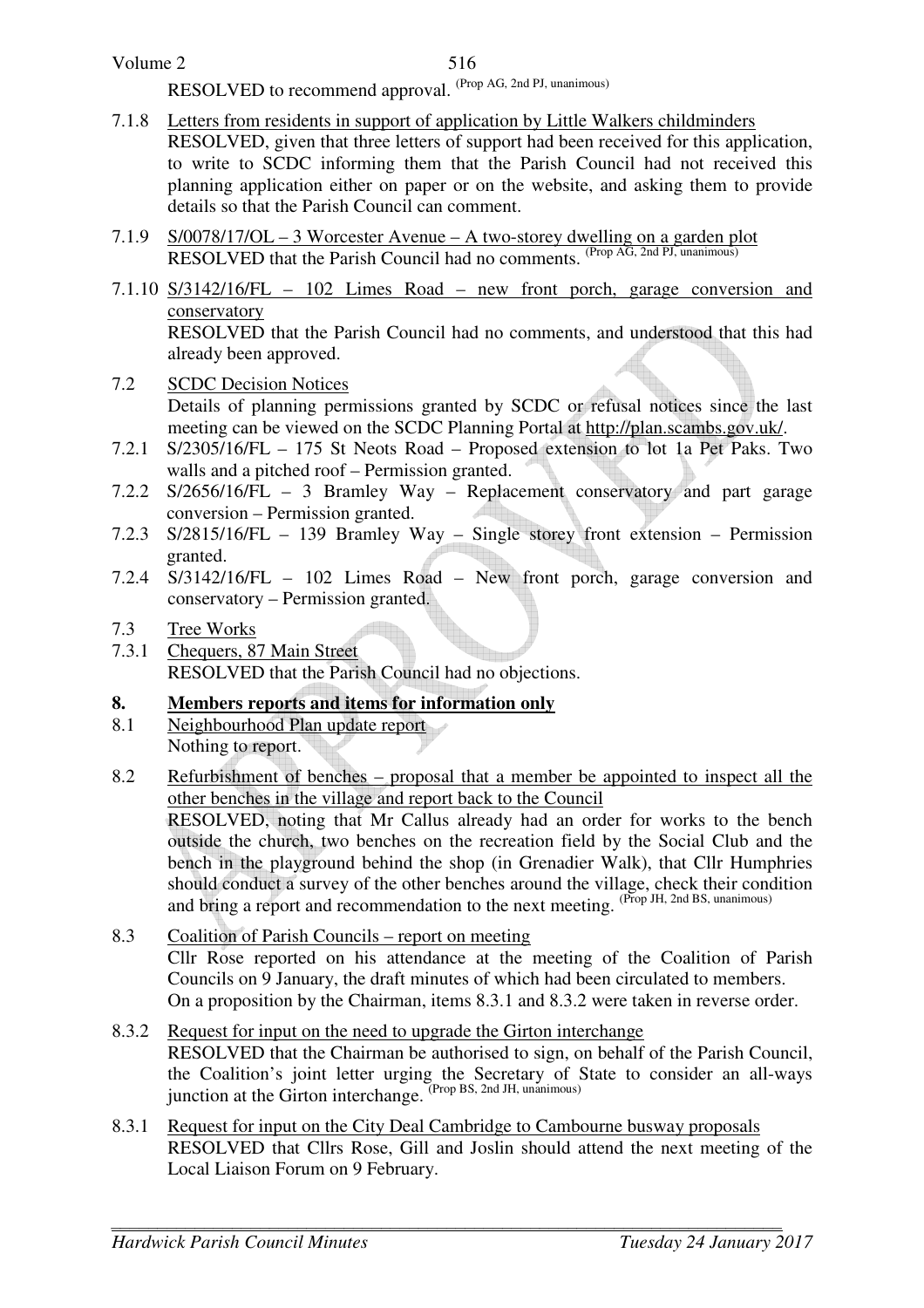RESOLVED to recommend approval. (Prop AG, 2nd PJ, unanimous)

7.1.8 Letters from residents in support of application by Little Walkers childminders
RESOLVED, given that three letters of support had been received for this application, to write to SCDC informing them that the Parish Council had not received this planning application either on paper or on the website, and asking them to provide details so that the Parish Council can comment.

7.1.9 S/0078/17/OL – 3 Worcester Avenue – A two-storey dwelling on a garden plot
RESOLVED that the Parish Council had no comments. (Prop AG, 2nd PJ, unanimous)

7.1.10 S/3142/16/FL – 102 Limes Road – new front porch, garage conversion and conservatory
RESOLVED that the Parish Council had no comments, and understood that this had already been approved.

7.2 SCDC Decision Notices
Details of planning permissions granted by SCDC or refusal notices since the last meeting can be viewed on the SCDC Planning Portal at http://plan.scambs.gov.uk/.

7.2.1 S/2305/16/FL – 175 St Neots Road – Proposed extension to lot 1a Pet Paks. Two walls and a pitched roof – Permission granted.

7.2.2 S/2656/16/FL – 3 Bramley Way – Replacement conservatory and part garage conversion – Permission granted.

7.2.3 S/2815/16/FL – 139 Bramley Way – Single storey front extension – Permission granted.

7.2.4 S/3142/16/FL – 102 Limes Road – New front porch, garage conversion and conservatory – Permission granted.

7.3 Tree Works

7.3.1 Chequers, 87 Main Street
RESOLVED that the Parish Council had no objections.

## 8. Members reports and items for information only

8.1 Neighbourhood Plan update report
Nothing to report.

8.2 Refurbishment of benches – proposal that a member be appointed to inspect all the other benches in the village and report back to the Council
RESOLVED, noting that Mr Callus already had an order for works to the bench outside the church, two benches on the recreation field by the Social Club and the bench in the playground behind the shop (in Grenadier Walk), that Cllr Humphries should conduct a survey of the other benches around the village, check their condition and bring a report and recommendation to the next meeting. (Prop JH, 2nd BS, unanimous)

8.3 Coalition of Parish Councils – report on meeting
Cllr Rose reported on his attendance at the meeting of the Coalition of Parish Councils on 9 January, the draft minutes of which had been circulated to members.
On a proposition by the Chairman, items 8.3.1 and 8.3.2 were taken in reverse order.

8.3.2 Request for input on the need to upgrade the Girton interchange
RESOLVED that the Chairman be authorised to sign, on behalf of the Parish Council, the Coalition's joint letter urging the Secretary of State to consider an all-ways junction at the Girton interchange. (Prop BS, 2nd JH, unanimous)

8.3.1 Request for input on the City Deal Cambridge to Cambourne busway proposals
RESOLVED that Cllrs Rose, Gill and Joslin should attend the next meeting of the Local Liaison Forum on 9 February.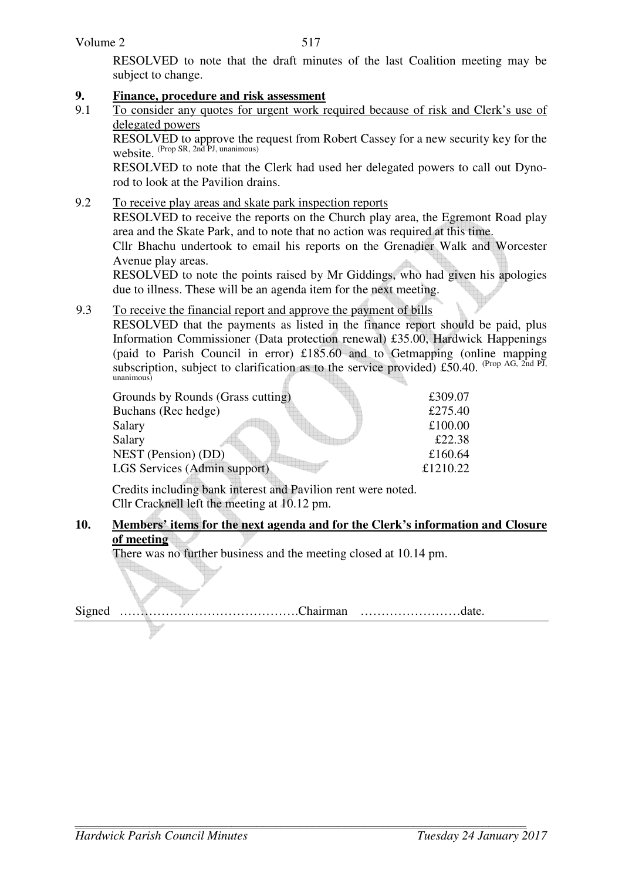RESOLVED to note that the draft minutes of the last Coalition meeting may be subject to change.

## 9. Finance, procedure and risk assessment

9.1 To consider any quotes for urgent work required because of risk and Clerk's use of delegated powers

RESOLVED to approve the request from Robert Cassey for a new security key for the website. (Prop SR, 2nd PJ, unanimous)

RESOLVED to note that the Clerk had used her delegated powers to call out Dyno-rod to look at the Pavilion drains.

9.2 To receive play areas and skate park inspection reports

RESOLVED to receive the reports on the Church play area, the Egremont Road play area and the Skate Park, and to note that no action was required at this time.

Cllr Bhachu undertook to email his reports on the Grenadier Walk and Worcester Avenue play areas.

RESOLVED to note the points raised by Mr Giddings, who had given his apologies due to illness. These will be an agenda item for the next meeting.

9.3 To receive the financial report and approve the payment of bills

RESOLVED that the payments as listed in the finance report should be paid, plus Information Commissioner (Data protection renewal) £35.00, Hardwick Happenings (paid to Parish Council in error) £185.60 and to Getmapping (online mapping subscription, subject to clarification as to the service provided) £50.40. (Prop AG, 2nd PJ, unanimous)

| | |
|---|---|
| Grounds by Rounds (Grass cutting) | £309.07 |
| Buchans (Rec hedge) | £275.40 |
| Salary | £100.00 |
| Salary | £22.38 |
| NEST (Pension) (DD) | £160.64 |
| LGS Services (Admin support) | £1210.22 |

Credits including bank interest and Pavilion rent were noted.

Cllr Cracknell left the meeting at 10.12 pm.

## 10. Members' items for the next agenda and for the Clerk's information and Closure of meeting

There was no further business and the meeting closed at 10.14 pm.

Signed …………………………………….Chairman ……………………date.